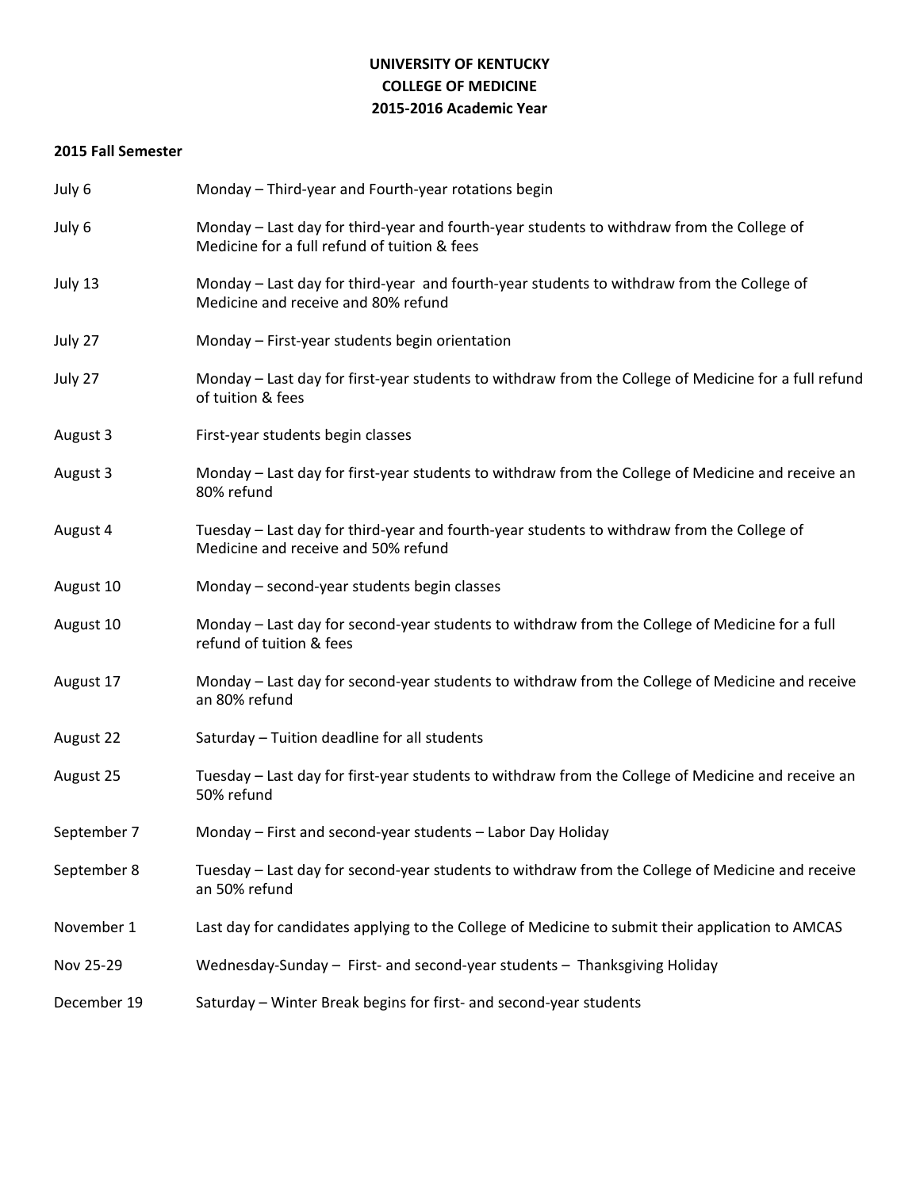# UNIVERSITY OF KENTUCKY
# COLLEGE OF MEDICINE
# 2015-2016 Academic Year

## 2015 Fall Semester

| | |
|---|---|
| July 6 | Monday – Third-year and Fourth-year rotations begin |
| July 6 | Monday – Last day for third-year and fourth-year students to withdraw from the College of Medicine for a full refund of tuition & fees |
| July 13 | Monday – Last day for third-year and fourth-year students to withdraw from the College of Medicine and receive and 80% refund |
| July 27 | Monday – First-year students begin orientation |
| July 27 | Monday – Last day for first-year students to withdraw from the College of Medicine for a full refund of tuition & fees |
| August 3 | First-year students begin classes |
| August 3 | Monday – Last day for first-year students to withdraw from the College of Medicine and receive an 80% refund |
| August 4 | Tuesday – Last day for third-year and fourth-year students to withdraw from the College of Medicine and receive and 50% refund |
| August 10 | Monday – second-year students begin classes |
| August 10 | Monday – Last day for second-year students to withdraw from the College of Medicine for a full refund of tuition & fees |
| August 17 | Monday – Last day for second-year students to withdraw from the College of Medicine and receive an 80% refund |
| August 22 | Saturday – Tuition deadline for all students |
| August 25 | Tuesday – Last day for first-year students to withdraw from the College of Medicine and receive an 50% refund |
| September 7 | Monday – First and second-year students – Labor Day Holiday |
| September 8 | Tuesday – Last day for second-year students to withdraw from the College of Medicine and receive an 50% refund |
| November 1 | Last day for candidates applying to the College of Medicine to submit their application to AMCAS |
| Nov 25-29 | Wednesday-Sunday – First- and second-year students – Thanksgiving Holiday |
| December 19 | Saturday – Winter Break begins for first- and second-year students |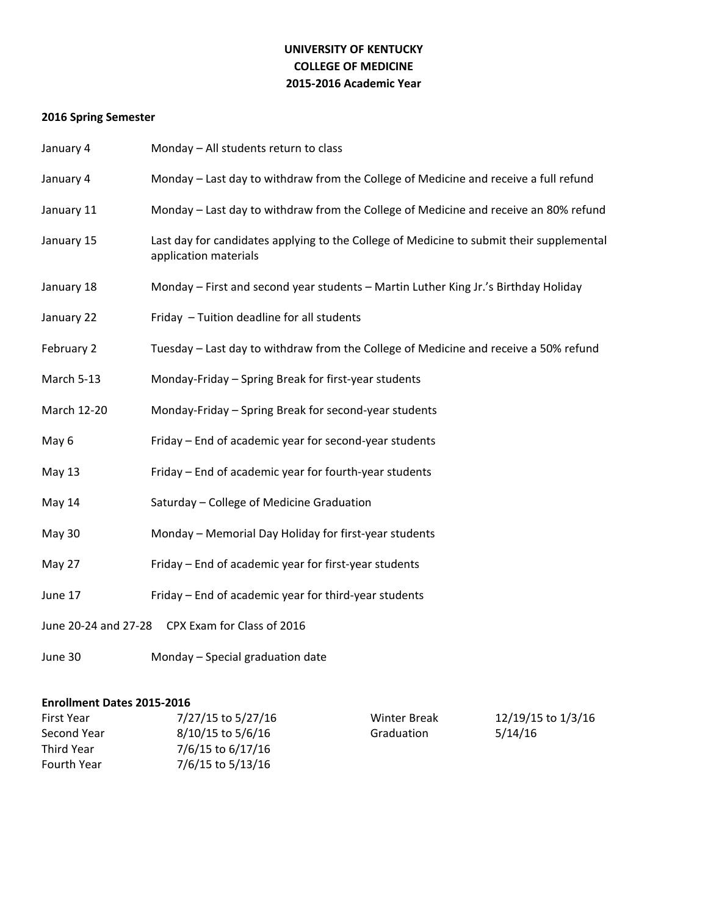# UNIVERSITY OF KENTUCKY
# COLLEGE OF MEDICINE
# 2015-2016 Academic Year

## 2016 Spring Semester

| | |
|---|---|
| January 4 | Monday – All students return to class |
| January 4 | Monday – Last day to withdraw from the College of Medicine and receive a full refund |
| January 11 | Monday – Last day to withdraw from the College of Medicine and receive an 80% refund |
| January 15 | Last day for candidates applying to the College of Medicine to submit their supplemental application materials |
| January 18 | Monday – First and second year students – Martin Luther King Jr.'s Birthday Holiday |
| January 22 | Friday – Tuition deadline for all students |
| February 2 | Tuesday – Last day to withdraw from the College of Medicine and receive a 50% refund |
| March 5-13 | Monday-Friday – Spring Break for first-year students |
| March 12-20 | Monday-Friday – Spring Break for second-year students |
| May 6 | Friday – End of academic year for second-year students |
| May 13 | Friday – End of academic year for fourth-year students |
| May 14 | Saturday – College of Medicine Graduation |
| May 30 | Monday – Memorial Day Holiday for first-year students |
| May 27 | Friday – End of academic year for first-year students |
| June 17 | Friday – End of academic year for third-year students |
| June 20-24 and 27-28 | CPX Exam for Class of 2016 |
| June 30 | Monday – Special graduation date |

**Enrollment Dates 2015-2016**

| | | | |
|---|---|---|---|
| First Year | 7/27/15 to 5/27/16 | Winter Break | 12/19/15 to 1/3/16 |
| Second Year | 8/10/15 to 5/6/16 | Graduation | 5/14/16 |
| Third Year | 7/6/15 to 6/17/16 | | |
| Fourth Year | 7/6/15 to 5/13/16 | | |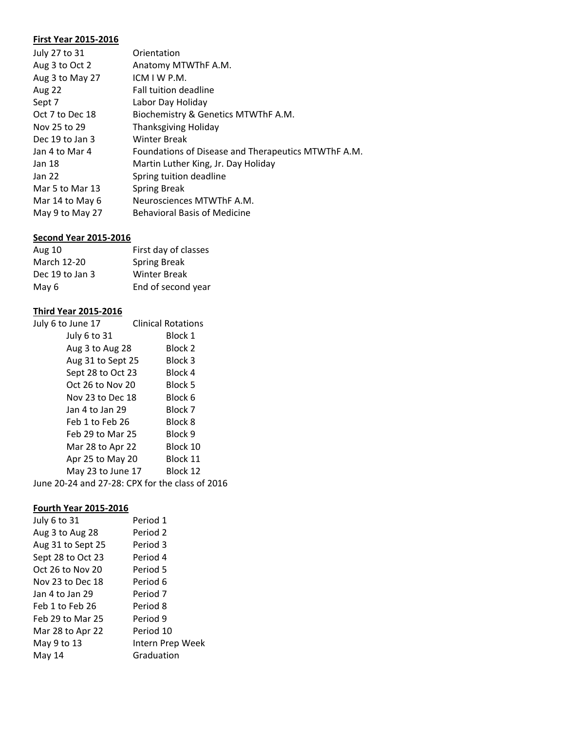**First Year 2015-2016**

| | |
|---|---|
| July 27 to 31 | Orientation |
| Aug 3 to Oct 2 | Anatomy MTWThF A.M. |
| Aug 3 to May 27 | ICM I W P.M. |
| Aug 22 | Fall tuition deadline |
| Sept 7 | Labor Day Holiday |
| Oct 7 to Dec 18 | Biochemistry & Genetics MTWThF A.M. |
| Nov 25 to 29 | Thanksgiving Holiday |
| Dec 19 to Jan 3 | Winter Break |
| Jan 4 to Mar 4 | Foundations of Disease and Therapeutics MTWThF A.M. |
| Jan 18 | Martin Luther King, Jr. Day Holiday |
| Jan 22 | Spring tuition deadline |
| Mar 5 to Mar 13 | Spring Break |
| Mar 14 to May 6 | Neurosciences MTWThF A.M. |
| May 9 to May 27 | Behavioral Basis of Medicine |

**Second Year 2015-2016**

| | |
|---|---|
| Aug 10 | First day of classes |
| March 12-20 | Spring Break |
| Dec 19 to Jan 3 | Winter Break |
| May 6 | End of second year |

**Third Year 2015-2016**

July 6 to June 17 Clinical Rotations

| | |
|---|---|
| July 6 to 31 | Block 1 |
| Aug 3 to Aug 28 | Block 2 |
| Aug 31 to Sept 25 | Block 3 |
| Sept 28 to Oct 23 | Block 4 |
| Oct 26 to Nov 20 | Block 5 |
| Nov 23 to Dec 18 | Block 6 |
| Jan 4 to Jan 29 | Block 7 |
| Feb 1 to Feb 26 | Block 8 |
| Feb 29 to Mar 25 | Block 9 |
| Mar 28 to Apr 22 | Block 10 |
| Apr 25 to May 20 | Block 11 |
| May 23 to June 17 | Block 12 |

June 20-24 and 27-28: CPX for the class of 2016

**Fourth Year 2015-2016**

| | |
|---|---|
| July 6 to 31 | Period 1 |
| Aug 3 to Aug 28 | Period 2 |
| Aug 31 to Sept 25 | Period 3 |
| Sept 28 to Oct 23 | Period 4 |
| Oct 26 to Nov 20 | Period 5 |
| Nov 23 to Dec 18 | Period 6 |
| Jan 4 to Jan 29 | Period 7 |
| Feb 1 to Feb 26 | Period 8 |
| Feb 29 to Mar 25 | Period 9 |
| Mar 28 to Apr 22 | Period 10 |
| May 9 to 13 | Intern Prep Week |
| May 14 | Graduation |